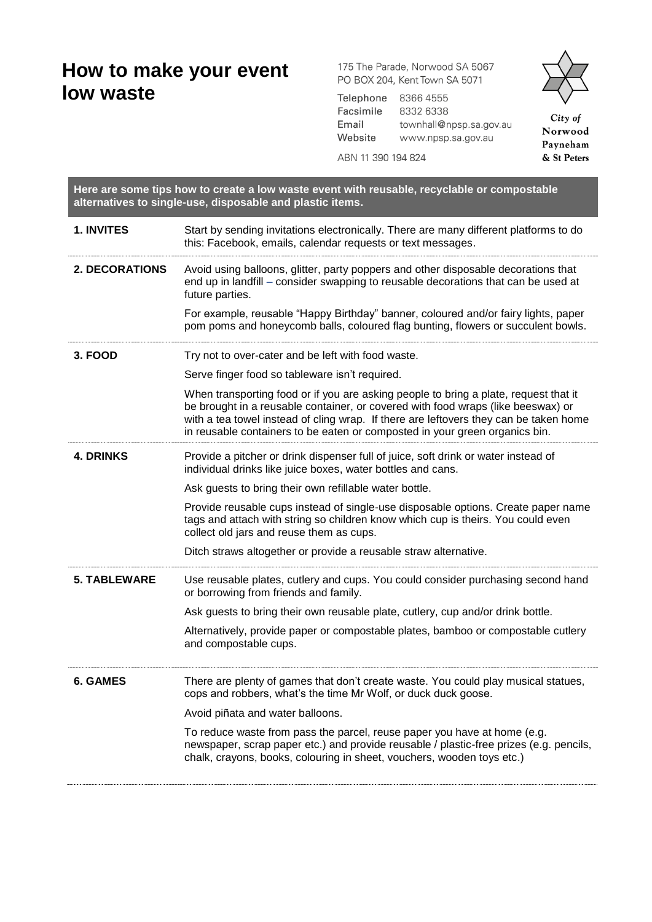# How to make your event low waste

175 The Parade, Norwood SA 5067
PO BOX 204, Kent Town SA 5071

Telephone 8366 4555
Facsimile 8332 6338
Email townhall@npsp.sa.gov.au
Website www.npsp.sa.gov.au

ABN 11 390 194 824

City of Norwood Payneham & St Peters

**Here are some tips how to create a low waste event with reusable, recyclable or compostable alternatives to single-use, disposable and plastic items.**

## 1. INVITES

Start by sending invitations electronically. There are many different platforms to do this: Facebook, emails, calendar requests or text messages.

## 2. DECORATIONS

Avoid using balloons, glitter, party poppers and other disposable decorations that end up in landfill – consider swapping to reusable decorations that can be used at future parties.

For example, reusable "Happy Birthday" banner, coloured and/or fairy lights, paper pom poms and honeycomb balls, coloured flag bunting, flowers or succulent bowls.

## 3. FOOD

Try not to over-cater and be left with food waste.

Serve finger food so tableware isn't required.

When transporting food or if you are asking people to bring a plate, request that it be brought in a reusable container, or covered with food wraps (like beeswax) or with a tea towel instead of cling wrap. If there are leftovers they can be taken home in reusable containers to be eaten or composted in your green organics bin.

## 4. DRINKS

Provide a pitcher or drink dispenser full of juice, soft drink or water instead of individual drinks like juice boxes, water bottles and cans.

Ask guests to bring their own refillable water bottle.

Provide reusable cups instead of single-use disposable options. Create paper name tags and attach with string so children know which cup is theirs. You could even collect old jars and reuse them as cups.

Ditch straws altogether or provide a reusable straw alternative.

## 5. TABLEWARE

Use reusable plates, cutlery and cups. You could consider purchasing second hand or borrowing from friends and family.

Ask guests to bring their own reusable plate, cutlery, cup and/or drink bottle.

Alternatively, provide paper or compostable plates, bamboo or compostable cutlery and compostable cups.

## 6. GAMES

There are plenty of games that don't create waste. You could play musical statues, cops and robbers, what's the time Mr Wolf, or duck duck goose.

Avoid piñata and water balloons.

To reduce waste from pass the parcel, reuse paper you have at home (e.g. newspaper, scrap paper etc.) and provide reusable / plastic-free prizes (e.g. pencils, chalk, crayons, books, colouring in sheet, vouchers, wooden toys etc.)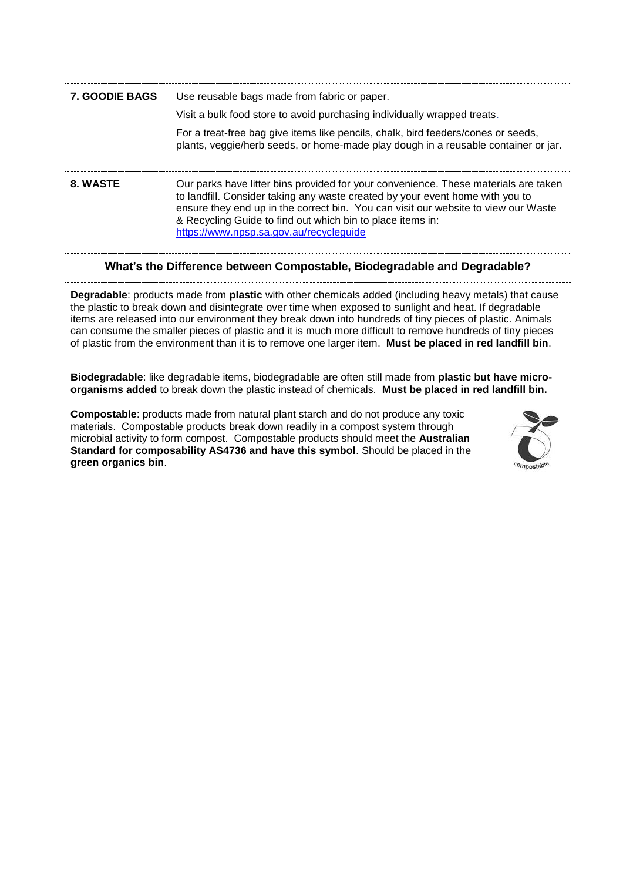| | |
|---|---|
| **7. GOODIE BAGS** | Use reusable bags made from fabric or paper.<br><br>Visit a bulk food store to avoid purchasing individually wrapped treats.<br><br>For a treat-free bag give items like pencils, chalk, bird feeders/cones or seeds, plants, veggie/herb seeds, or home-made play dough in a reusable container or jar. |
| **8. WASTE** | Our parks have litter bins provided for your convenience. These materials are taken to landfill. Consider taking any waste created by your event home with you to ensure they end up in the correct bin. You can visit our website to view our Waste & Recycling Guide to find out which bin to place items in: https://www.npsp.sa.gov.au/recycleguide |

### What's the Difference between Compostable, Biodegradable and Degradable?

**Degradable**: products made from **plastic** with other chemicals added (including heavy metals) that cause the plastic to break down and disintegrate over time when exposed to sunlight and heat. If degradable items are released into our environment they break down into hundreds of tiny pieces of plastic. Animals can consume the smaller pieces of plastic and it is much more difficult to remove hundreds of tiny pieces of plastic from the environment than it is to remove one larger item. **Must be placed in red landfill bin**.

**Biodegradable**: like degradable items, biodegradable are often still made from **plastic but have micro-organisms added** to break down the plastic instead of chemicals. **Must be placed in red landfill bin.**

**Compostable**: products made from natural plant starch and do not produce any toxic materials. Compostable products break down readily in a compost system through microbial activity to form compost. Compostable products should meet the **Australian Standard for composability AS4736 and have this symbol**. Should be placed in the **green organics bin**.

compostable